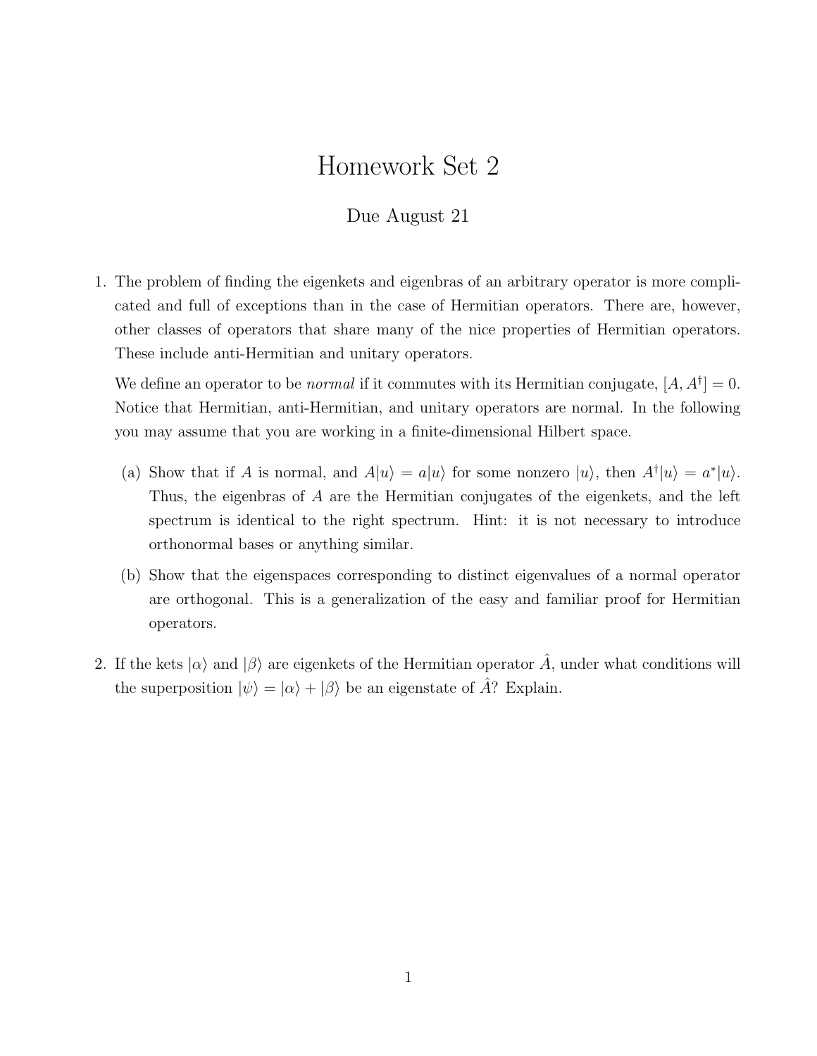# Homework Set 2

Due August 21

1. The problem of finding the eigenkets and eigenbras of an arbitrary operator is more complicated and full of exceptions than in the case of Hermitian operators. There are, however, other classes of operators that share many of the nice properties of Hermitian operators. These include anti-Hermitian and unitary operators.

   We define an operator to be *normal* if it commutes with its Hermitian conjugate, $[A, A^\dagger] = 0$. Notice that Hermitian, anti-Hermitian, and unitary operators are normal. In the following you may assume that you are working in a finite-dimensional Hilbert space.

   (a) Show that if $A$ is normal, and $A|u\rangle = a|u\rangle$ for some nonzero $|u\rangle$, then $A^\dagger|u\rangle = a^*|u\rangle$. Thus, the eigenbras of $A$ are the Hermitian conjugates of the eigenkets, and the left spectrum is identical to the right spectrum. Hint: it is not necessary to introduce orthonormal bases or anything similar.

   (b) Show that the eigenspaces corresponding to distinct eigenvalues of a normal operator are orthogonal. This is a generalization of the easy and familiar proof for Hermitian operators.

2. If the kets $|\alpha\rangle$ and $|\beta\rangle$ are eigenkets of the Hermitian operator $\hat{A}$, under what conditions will the superposition $|\psi\rangle = |\alpha\rangle + |\beta\rangle$ be an eigenstate of $\hat{A}$? Explain.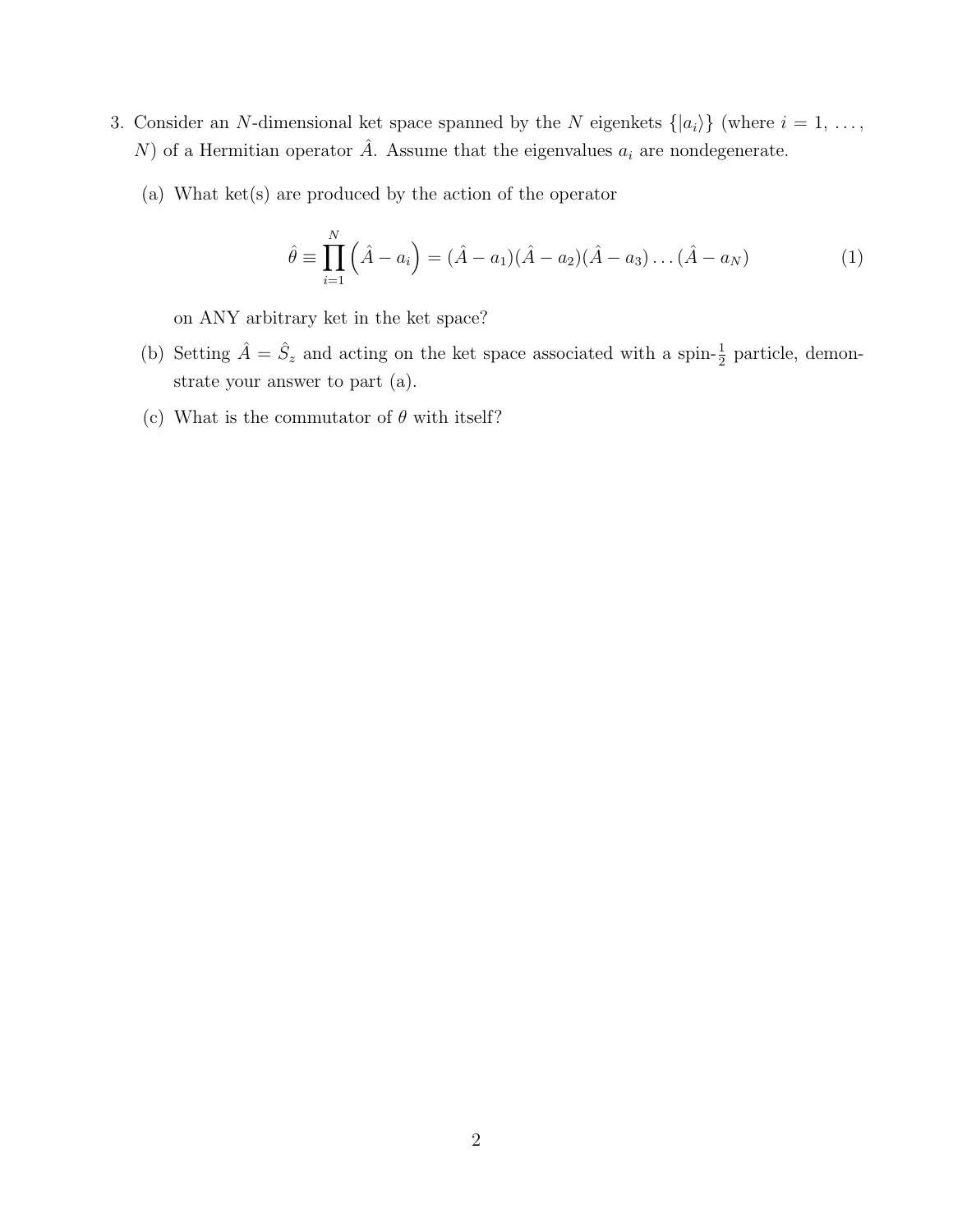3. Consider an $N$-dimensional ket space spanned by the $N$ eigenkets $\{|a_i\rangle\}$ (where $i = 1, \ldots, N$) of a Hermitian operator $\hat{A}$. Assume that the eigenvalues $a_i$ are nondegenerate.

   (a) What ket(s) are produced by the action of the operator

   $$\hat{\theta} \equiv \prod_{i=1}^{N} \left( \hat{A} - a_i \right) = (\hat{A} - a_1)(\hat{A} - a_2)(\hat{A} - a_3) \ldots (\hat{A} - a_N) \tag{1}$$

   on ANY arbitrary ket in the ket space?

   (b) Setting $\hat{A} = \hat{S}_z$ and acting on the ket space associated with a spin-$\frac{1}{2}$ particle, demonstrate your answer to part (a).

   (c) What is the commutator of $\theta$ with itself?